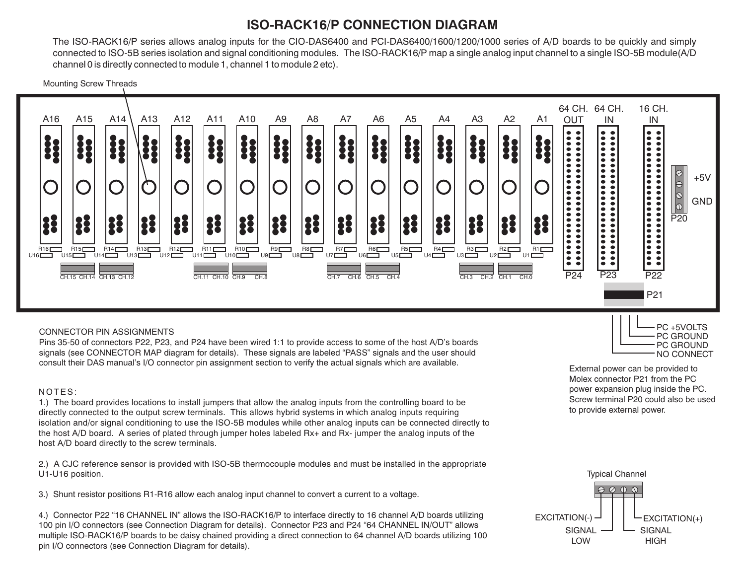# ISO-RACK16/P CONNECTION DIAGRAM

The ISO-RACK16/P series allows analog inputs for the CIO-DAS6400 and PCI-DAS6400/1600/1200/1000 series of A/D boards to be quickly and simply connected to ISO-5B series isolation and signal conditioning modules. The ISO-RACK16/P map a single analog input channel to a single ISO-5B module(A/D channel 0 is directly connected to module 1, channel 1 to module 2 etc).

Mounting Screw Threads

A16 A15 A14 A13 A12 A11 A10 A9 A8 A7 A6 A5 A4 A3 A2 A1 64 CH. OUT 64 CH. IN 16 CH. IN

+5V GND P20

R16 R15 R14 R13 R12 R11 R10 R9 R8 R7 R6 R5 R4 R3 R2 R1

U16 U15 U14 U13 U12 U11 U10 U9 U8 U7 U6 U5 U4 U3 U2 U1

CH.15 CH.14 CH.13 CH.12 CH.11 CH.10 CH.9 CH.8 CH.7 CH.6 CH.5 CH.4 CH.3 CH.2 CH.1 CH.0

P24 P23 P22

P21

PC +5VOLTS
PC GROUND
PC GROUND
NO CONNECT

CONNECTOR PIN ASSIGNMENTS

Pins 35-50 of connectors P22, P23, and P24 have been wired 1:1 to provide access to some of the host A/D's boards signals (see CONNECTOR MAP diagram for details). These signals are labeled "PASS" signals and the user should consult their DAS manual's I/O connector pin assignment section to verify the actual signals which are available.

External power can be provided to Molex connector P21 from the PC power expansion plug inside the PC. Screw terminal P20 could also be used to provide external power.

NOTES:

1.) The board provides locations to install jumpers that allow the analog inputs from the controlling board to be directly connected to the output screw terminals. This allows hybrid systems in which analog inputs requiring isolation and/or signal conditioning to use the ISO-5B modules while other analog inputs can be connected directly to the host A/D board. A series of plated through jumper holes labeled Rx+ and Rx- jumper the analog inputs of the host A/D board directly to the screw terminals.

2.) A CJC reference sensor is provided with ISO-5B thermocouple modules and must be installed in the appropriate U1-U16 position.

3.) Shunt resistor positions R1-R16 allow each analog input channel to convert a current to a voltage.

4.) Connector P22 "16 CHANNEL IN" allows the ISO-RACK16/P to interface directly to 16 channel A/D boards utilizing 100 pin I/O connectors (see Connection Diagram for details). Connector P23 and P24 "64 CHANNEL IN/OUT" allows multiple ISO-RACK16/P boards to be daisy chained providing a direct connection to 64 channel A/D boards utilizing 100 pin I/O connectors (see Connection Diagram for details).

Typical Channel

EXCITATION(-) SIGNAL LOW SIGNAL HIGH EXCITATION(+)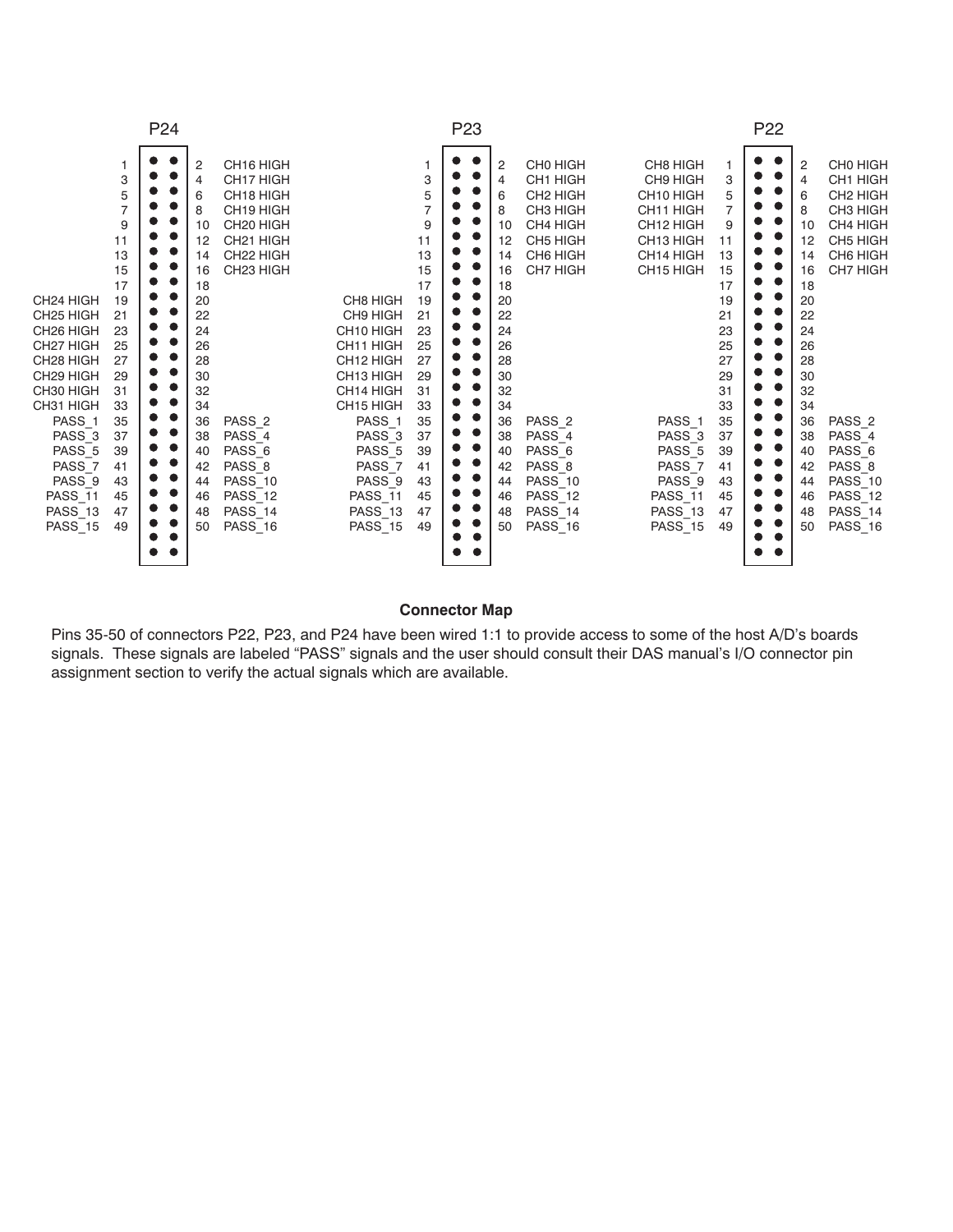## P24

| Signal | Pin | Pin | Signal |
|---|---|---|---|
| | 1 | 2 | CH16 HIGH |
| | 3 | 4 | CH17 HIGH |
| | 5 | 6 | CH18 HIGH |
| | 7 | 8 | CH19 HIGH |
| | 9 | 10 | CH20 HIGH |
| | 11 | 12 | CH21 HIGH |
| | 13 | 14 | CH22 HIGH |
| | 15 | 16 | CH23 HIGH |
| | 17 | 18 | |
| CH24 HIGH | 19 | 20 | |
| CH25 HIGH | 21 | 22 | |
| CH26 HIGH | 23 | 24 | |
| CH27 HIGH | 25 | 26 | |
| CH28 HIGH | 27 | 28 | |
| CH29 HIGH | 29 | 30 | |
| CH30 HIGH | 31 | 32 | |
| CH31 HIGH | 33 | 34 | |
| PASS_1 | 35 | 36 | PASS_2 |
| PASS_3 | 37 | 38 | PASS_4 |
| PASS_5 | 39 | 40 | PASS_6 |
| PASS_7 | 41 | 42 | PASS_8 |
| PASS_9 | 43 | 44 | PASS_10 |
| PASS_11 | 45 | 46 | PASS_12 |
| PASS_13 | 47 | 48 | PASS_14 |
| PASS_15 | 49 | 50 | PASS_16 |

## P23

| Signal | Pin | Pin | Signal |
|---|---|---|---|
| | 1 | 2 | CH0 HIGH |
| | 3 | 4 | CH1 HIGH |
| | 5 | 6 | CH2 HIGH |
| | 7 | 8 | CH3 HIGH |
| | 9 | 10 | CH4 HIGH |
| | 11 | 12 | CH5 HIGH |
| | 13 | 14 | CH6 HIGH |
| | 15 | 16 | CH7 HIGH |
| | 17 | 18 | |
| CH8 HIGH | 19 | 20 | |
| CH9 HIGH | 21 | 22 | |
| CH10 HIGH | 23 | 24 | |
| CH11 HIGH | 25 | 26 | |
| CH12 HIGH | 27 | 28 | |
| CH13 HIGH | 29 | 30 | |
| CH14 HIGH | 31 | 32 | |
| CH15 HIGH | 33 | 34 | |
| PASS_1 | 35 | 36 | PASS_2 |
| PASS_3 | 37 | 38 | PASS_4 |
| PASS_5 | 39 | 40 | PASS_6 |
| PASS_7 | 41 | 42 | PASS_8 |
| PASS_9 | 43 | 44 | PASS_10 |
| PASS_11 | 45 | 46 | PASS_12 |
| PASS_13 | 47 | 48 | PASS_14 |
| PASS_15 | 49 | 50 | PASS_16 |

## P22

| Signal | Pin | Pin | Signal |
|---|---|---|---|
| CH8 HIGH | 1 | 2 | CH0 HIGH |
| CH9 HIGH | 3 | 4 | CH1 HIGH |
| CH10 HIGH | 5 | 6 | CH2 HIGH |
| CH11 HIGH | 7 | 8 | CH3 HIGH |
| CH12 HIGH | 9 | 10 | CH4 HIGH |
| CH13 HIGH | 11 | 12 | CH5 HIGH |
| CH14 HIGH | 13 | 14 | CH6 HIGH |
| CH15 HIGH | 15 | 16 | CH7 HIGH |
| | 17 | 18 | |
| | 19 | 20 | |
| | 21 | 22 | |
| | 23 | 24 | |
| | 25 | 26 | |
| | 27 | 28 | |
| | 29 | 30 | |
| | 31 | 32 | |
| | 33 | 34 | |
| PASS_1 | 35 | 36 | PASS_2 |
| PASS_3 | 37 | 38 | PASS_4 |
| PASS_5 | 39 | 40 | PASS_6 |
| PASS_7 | 41 | 42 | PASS_8 |
| PASS_9 | 43 | 44 | PASS_10 |
| PASS_11 | 45 | 46 | PASS_12 |
| PASS_13 | 47 | 48 | PASS_14 |
| PASS_15 | 49 | 50 | PASS_16 |

**Connector Map**

Pins 35-50 of connectors P22, P23, and P24 have been wired 1:1 to provide access to some of the host A/D's boards signals. These signals are labeled "PASS" signals and the user should consult their DAS manual's I/O connector pin assignment section to verify the actual signals which are available.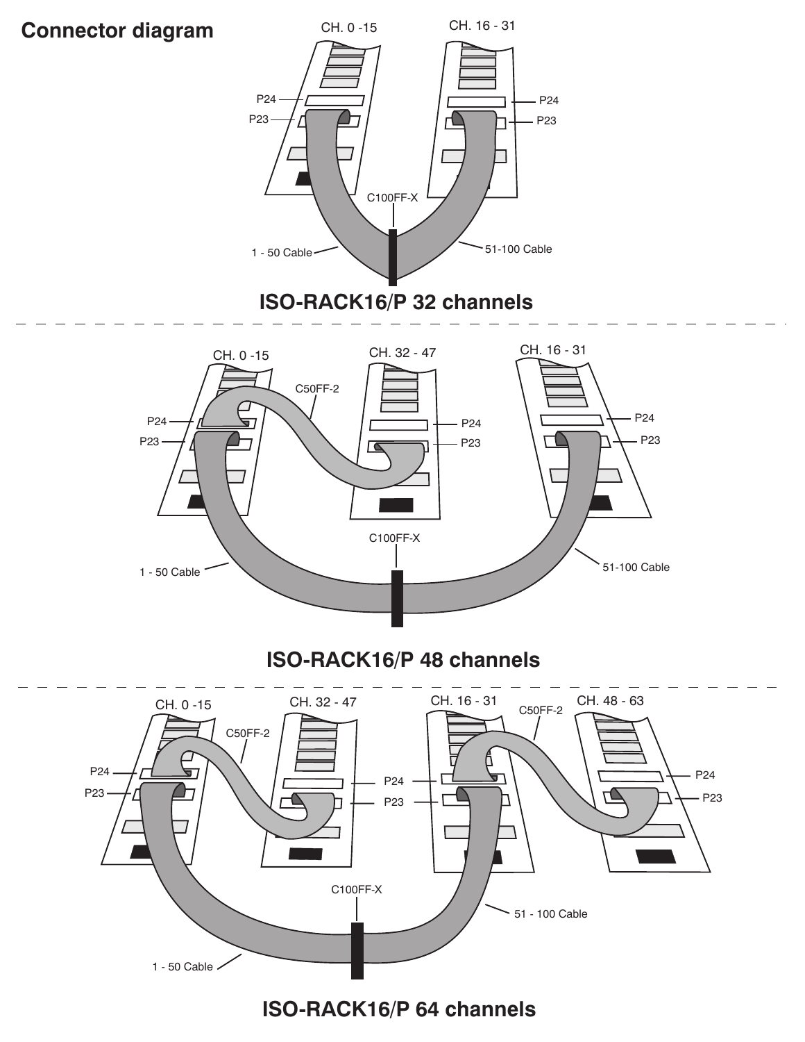## Connector diagram

CH. 0 -15

CH. 16 - 31

P24

P23

P24

P23

C100FF-X

1 - 50 Cable

51-100 Cable

**ISO-RACK16/P 32 channels**

CH. 0 -15

CH. 32 - 47

CH. 16 - 31

C50FF-2

P24

P23

P24

P23

P24

P23

C100FF-X

1 - 50 Cable

51-100 Cable

**ISO-RACK16/P 48 channels**

CH. 0 -15

CH. 32 - 47

CH. 16 - 31

C50FF-2

CH. 48 - 63

C50FF-2

P24

P23

P24

P23

P24

P23

C100FF-X

51 - 100 Cable

1 - 50 Cable

**ISO-RACK16/P 64 channels**